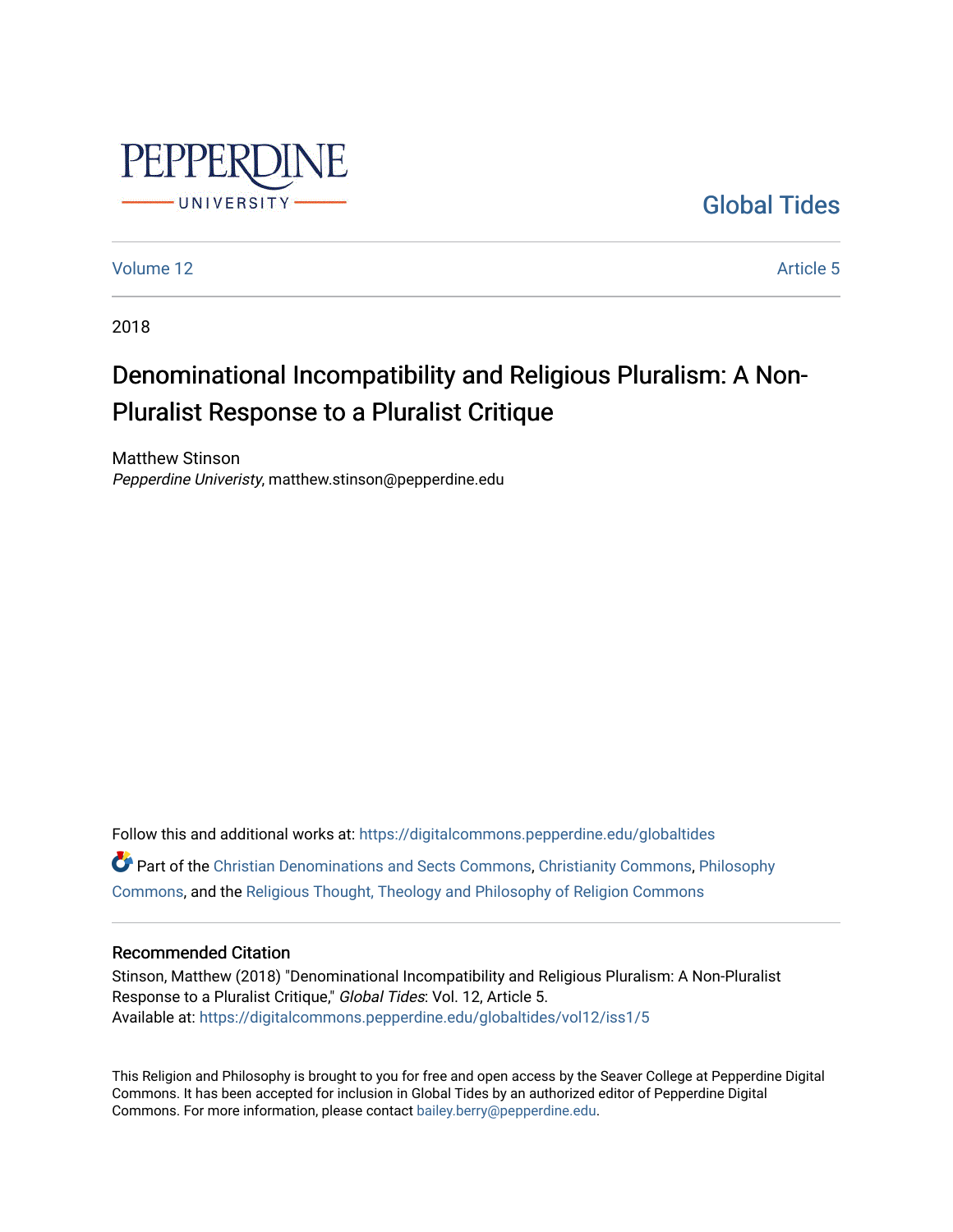Global Tides

Volume 12 Article 5

2018

# Denominational Incompatibility and Religious Pluralism: A Non-Pluralist Response to a Pluralist Critique

Matthew Stinson
*Pepperdine Univeristy*, matthew.stinson@pepperdine.edu

Follow this and additional works at: https://digitalcommons.pepperdine.edu/globaltides

Part of the Christian Denominations and Sects Commons, Christianity Commons, Philosophy Commons, and the Religious Thought, Theology and Philosophy of Religion Commons

## Recommended Citation

Stinson, Matthew (2018) "Denominational Incompatibility and Religious Pluralism: A Non-Pluralist Response to a Pluralist Critique," *Global Tides*: Vol. 12, Article 5.
Available at: https://digitalcommons.pepperdine.edu/globaltides/vol12/iss1/5

This Religion and Philosophy is brought to you for free and open access by the Seaver College at Pepperdine Digital Commons. It has been accepted for inclusion in Global Tides by an authorized editor of Pepperdine Digital Commons. For more information, please contact bailey.berry@pepperdine.edu.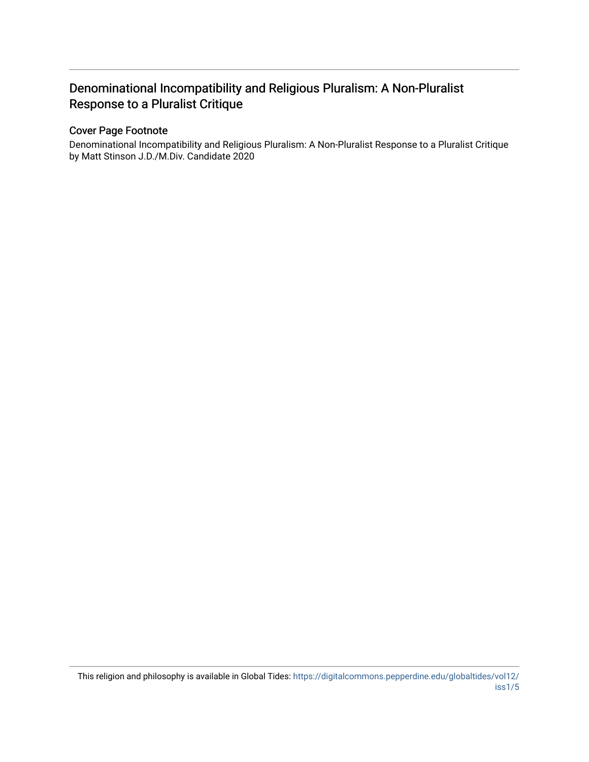# Denominational Incompatibility and Religious Pluralism: A Non-Pluralist Response to a Pluralist Critique

## Cover Page Footnote

Denominational Incompatibility and Religious Pluralism: A Non-Pluralist Response to a Pluralist Critique by Matt Stinson J.D./M.Div. Candidate 2020

This religion and philosophy is available in Global Tides: https://digitalcommons.pepperdine.edu/globaltides/vol12/iss1/5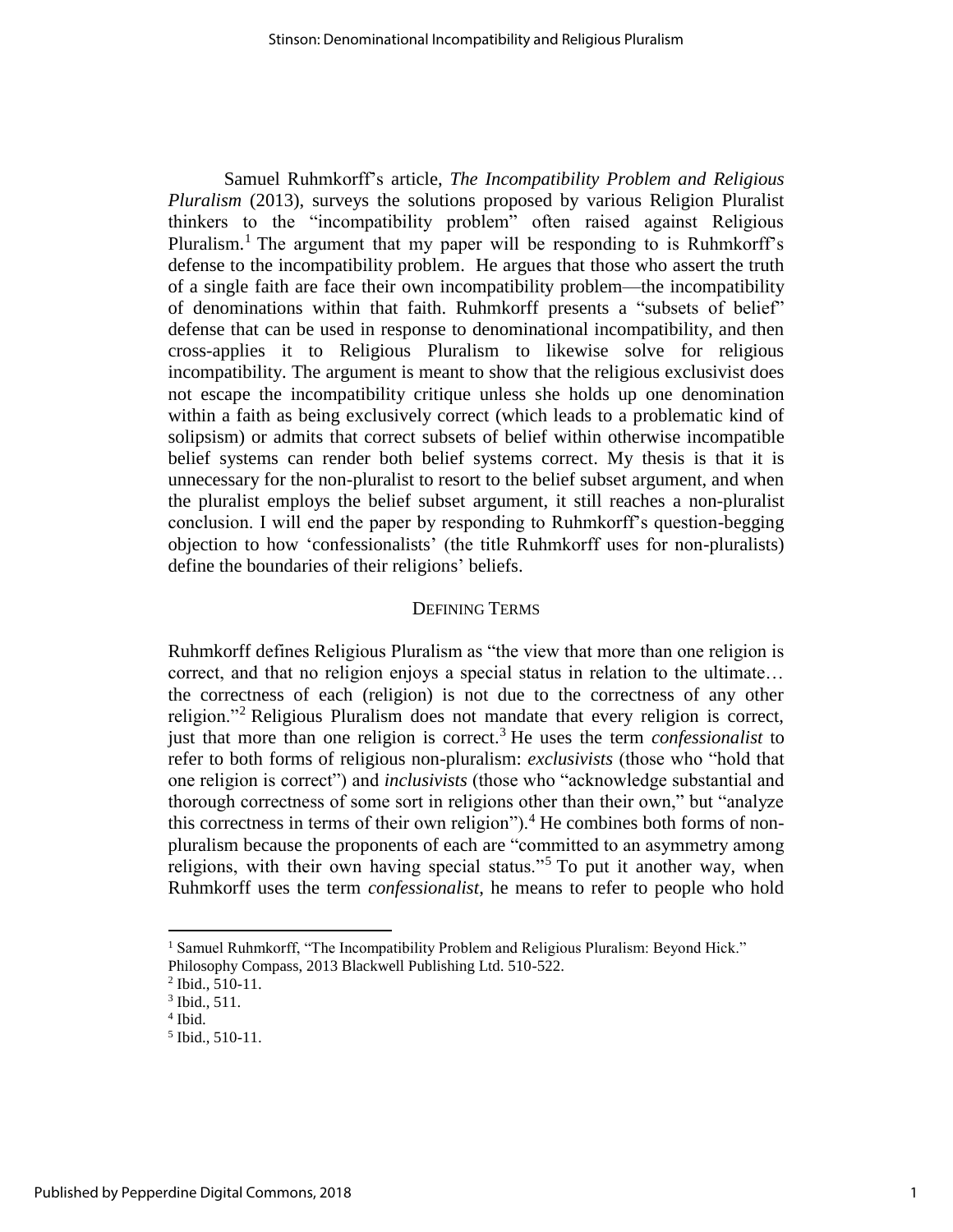Samuel Ruhmkorff's article, *The Incompatibility Problem and Religious Pluralism* (2013), surveys the solutions proposed by various Religion Pluralist thinkers to the "incompatibility problem" often raised against Religious Pluralism.[1] The argument that my paper will be responding to is Ruhmkorff's defense to the incompatibility problem. He argues that those who assert the truth of a single faith are face their own incompatibility problem—the incompatibility of denominations within that faith. Ruhmkorff presents a "subsets of belief" defense that can be used in response to denominational incompatibility, and then cross-applies it to Religious Pluralism to likewise solve for religious incompatibility. The argument is meant to show that the religious exclusivist does not escape the incompatibility critique unless she holds up one denomination within a faith as being exclusively correct (which leads to a problematic kind of solipsism) or admits that correct subsets of belief within otherwise incompatible belief systems can render both belief systems correct. My thesis is that it is unnecessary for the non-pluralist to resort to the belief subset argument, and when the pluralist employs the belief subset argument, it still reaches a non-pluralist conclusion. I will end the paper by responding to Ruhmkorff's question-begging objection to how 'confessionalists' (the title Ruhmkorff uses for non-pluralists) define the boundaries of their religions' beliefs.

## Defining Terms

Ruhmkorff defines Religious Pluralism as "the view that more than one religion is correct, and that no religion enjoys a special status in relation to the ultimate… the correctness of each (religion) is not due to the correctness of any other religion."[2] Religious Pluralism does not mandate that every religion is correct, just that more than one religion is correct.[3] He uses the term *confessionalist* to refer to both forms of religious non-pluralism: *exclusivists* (those who "hold that one religion is correct") and *inclusivists* (those who "acknowledge substantial and thorough correctness of some sort in religions other than their own," but "analyze this correctness in terms of their own religion").[4] He combines both forms of non-pluralism because the proponents of each are "committed to an asymmetry among religions, with their own having special status."[5] To put it another way, when Ruhmkorff uses the term *confessionalist*, he means to refer to people who hold

---

[1] Samuel Ruhmkorff, "The Incompatibility Problem and Religious Pluralism: Beyond Hick." Philosophy Compass, 2013 Blackwell Publishing Ltd. 510-522.

[2] Ibid., 510-11.

[3] Ibid., 511.

[4] Ibid.

[5] Ibid., 510-11.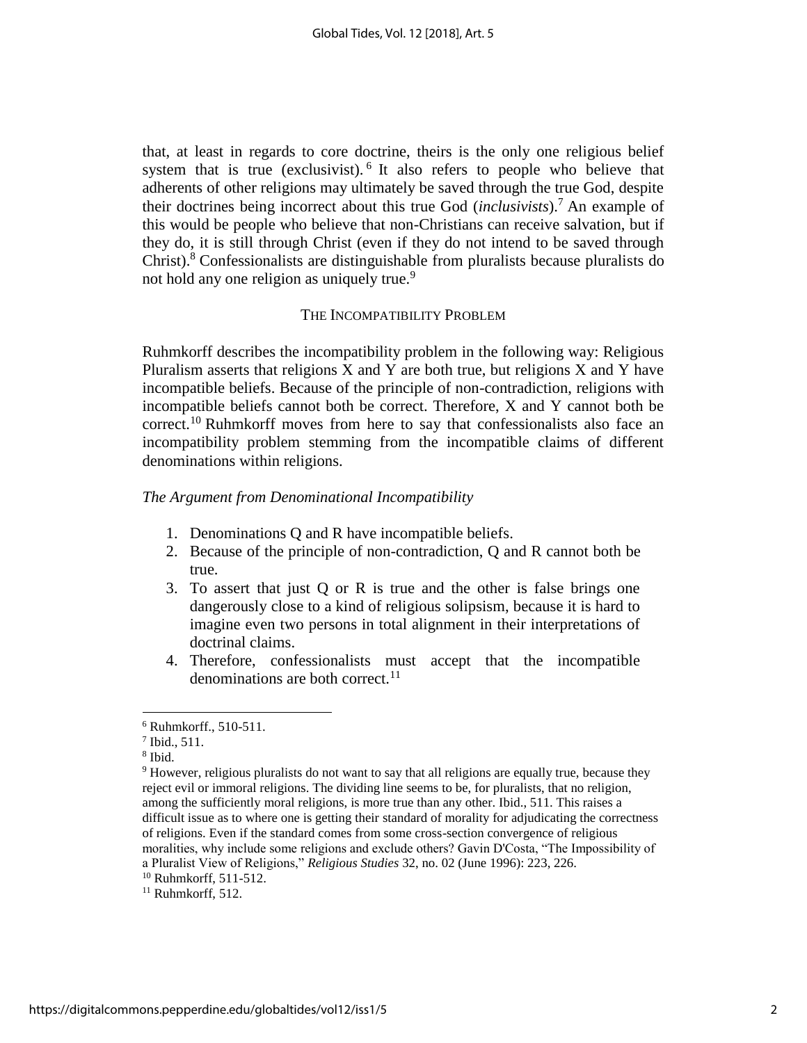that, at least in regards to core doctrine, theirs is the only one religious belief system that is true (exclusivist).[6] It also refers to people who believe that adherents of other religions may ultimately be saved through the true God, despite their doctrines being incorrect about this true God (*inclusivists*).[7] An example of this would be people who believe that non-Christians can receive salvation, but if they do, it is still through Christ (even if they do not intend to be saved through Christ).[8] Confessionalists are distinguishable from pluralists because pluralists do not hold any one religion as uniquely true.[9]

## The Incompatibility Problem

Ruhmkorff describes the incompatibility problem in the following way: Religious Pluralism asserts that religions X and Y are both true, but religions X and Y have incompatible beliefs. Because of the principle of non-contradiction, religions with incompatible beliefs cannot both be correct. Therefore, X and Y cannot both be correct.[10] Ruhmkorff moves from here to say that confessionalists also face an incompatibility problem stemming from the incompatible claims of different denominations within religions.

### *The Argument from Denominational Incompatibility*

1. Denominations Q and R have incompatible beliefs.
2. Because of the principle of non-contradiction, Q and R cannot both be true.
3. To assert that just Q or R is true and the other is false brings one dangerously close to a kind of religious solipsism, because it is hard to imagine even two persons in total alignment in their interpretations of doctrinal claims.
4. Therefore, confessionalists must accept that the incompatible denominations are both correct.[11]

---

[6] Ruhmkorff., 510-511.

[7] Ibid., 511.

[8] Ibid.

[9] However, religious pluralists do not want to say that all religions are equally true, because they reject evil or immoral religions. The dividing line seems to be, for pluralists, that no religion, among the sufficiently moral religions, is more true than any other. Ibid., 511. This raises a difficult issue as to where one is getting their standard of morality for adjudicating the correctness of religions. Even if the standard comes from some cross-section convergence of religious moralities, why include some religions and exclude others? Gavin D'Costa, "The Impossibility of a Pluralist View of Religions," *Religious Studies* 32, no. 02 (June 1996): 223, 226.

[10] Ruhmkorff, 511-512.

[11] Ruhmkorff, 512.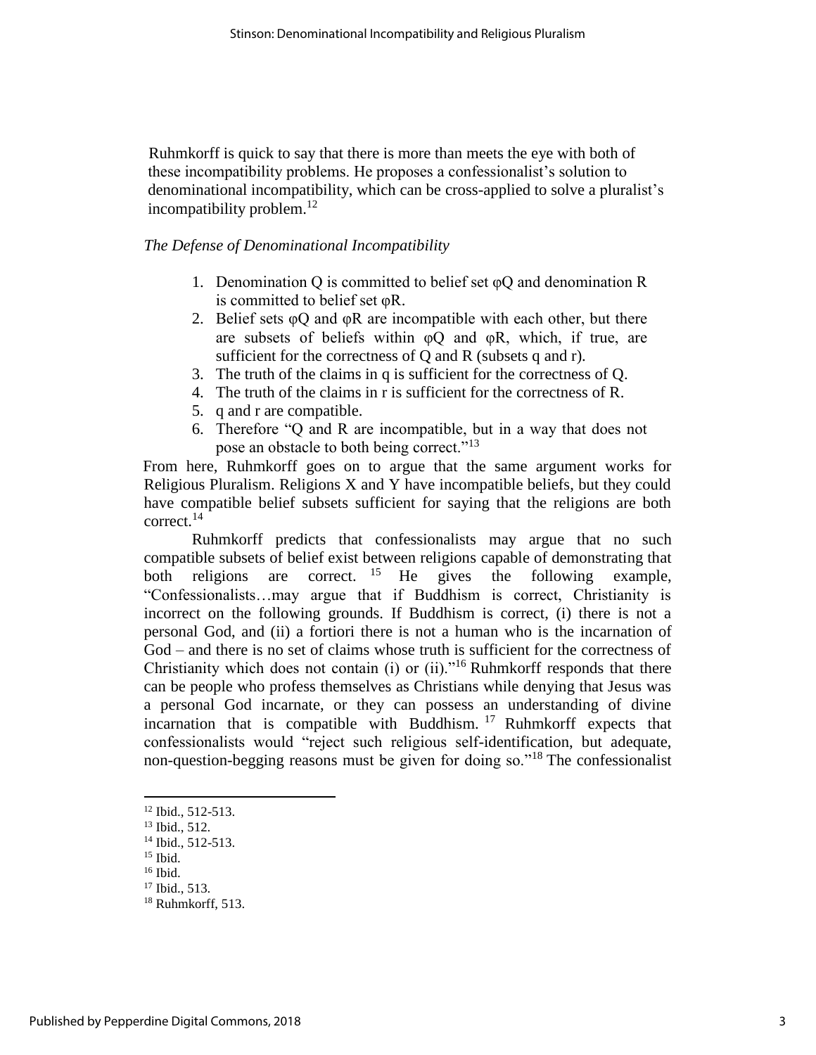Ruhmkorff is quick to say that there is more than meets the eye with both of these incompatibility problems. He proposes a confessionalist's solution to denominational incompatibility, which can be cross-applied to solve a pluralist's incompatibility problem.[12]

*The Defense of Denominational Incompatibility*

1. Denomination Q is committed to belief set φQ and denomination R is committed to belief set φR.
2. Belief sets φQ and φR are incompatible with each other, but there are subsets of beliefs within φQ and φR, which, if true, are sufficient for the correctness of Q and R (subsets q and r).
3. The truth of the claims in q is sufficient for the correctness of Q.
4. The truth of the claims in r is sufficient for the correctness of R.
5. q and r are compatible.
6. Therefore "Q and R are incompatible, but in a way that does not pose an obstacle to both being correct."[13]

From here, Ruhmkorff goes on to argue that the same argument works for Religious Pluralism. Religions X and Y have incompatible beliefs, but they could have compatible belief subsets sufficient for saying that the religions are both correct.[14]

Ruhmkorff predicts that confessionalists may argue that no such compatible subsets of belief exist between religions capable of demonstrating that both religions are correct.[15] He gives the following example, "Confessionalists…may argue that if Buddhism is correct, Christianity is incorrect on the following grounds. If Buddhism is correct, (i) there is not a personal God, and (ii) a fortiori there is not a human who is the incarnation of God – and there is no set of claims whose truth is sufficient for the correctness of Christianity which does not contain (i) or (ii)."[16] Ruhmkorff responds that there can be people who profess themselves as Christians while denying that Jesus was a personal God incarnate, or they can possess an understanding of divine incarnation that is compatible with Buddhism.[17] Ruhmkorff expects that confessionalists would "reject such religious self-identification, but adequate, non-question-begging reasons must be given for doing so."[18] The confessionalist

[12] Ibid., 512-513.
[13] Ibid., 512.
[14] Ibid., 512-513.
[15] Ibid.
[16] Ibid.
[17] Ibid., 513.
[18] Ruhmkorff, 513.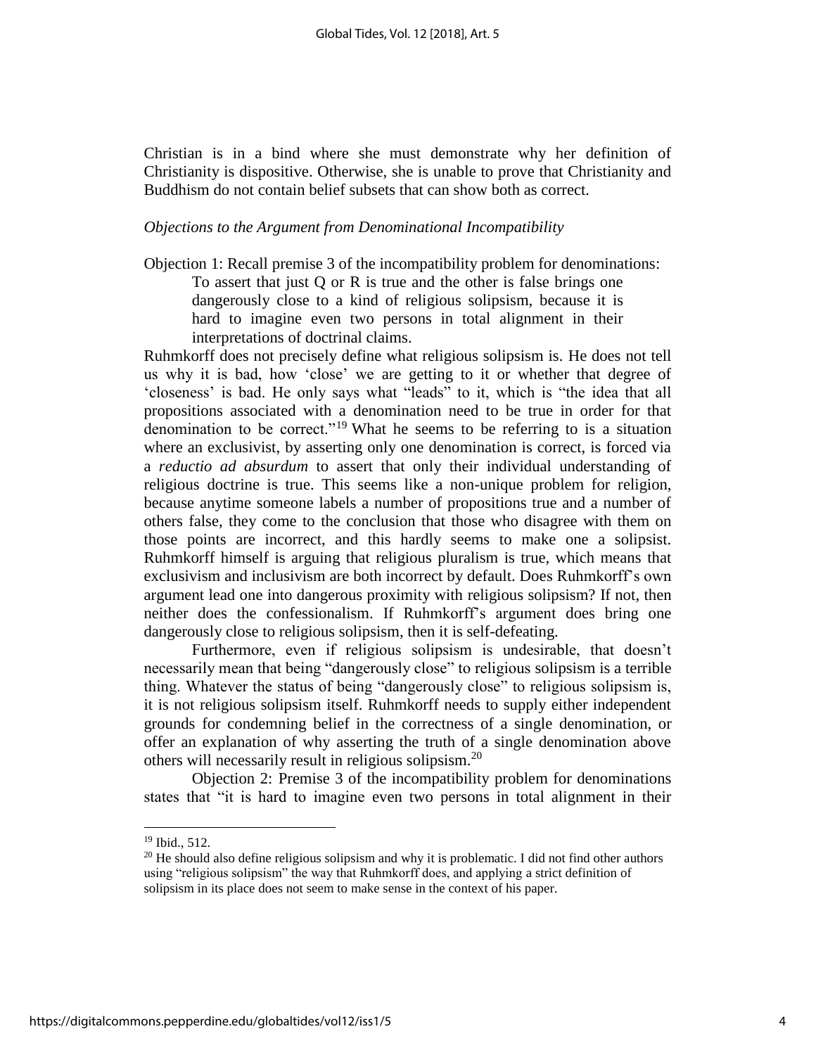Christian is in a bind where she must demonstrate why her definition of Christianity is dispositive. Otherwise, she is unable to prove that Christianity and Buddhism do not contain belief subsets that can show both as correct.

*Objections to the Argument from Denominational Incompatibility*

Objection 1: Recall premise 3 of the incompatibility problem for denominations:

> To assert that just Q or R is true and the other is false brings one dangerously close to a kind of religious solipsism, because it is hard to imagine even two persons in total alignment in their interpretations of doctrinal claims.

Ruhmkorff does not precisely define what religious solipsism is. He does not tell us why it is bad, how 'close' we are getting to it or whether that degree of 'closeness' is bad. He only says what "leads" to it, which is "the idea that all propositions associated with a denomination need to be true in order for that denomination to be correct."[19] What he seems to be referring to is a situation where an exclusivist, by asserting only one denomination is correct, is forced via a *reductio ad absurdum* to assert that only their individual understanding of religious doctrine is true. This seems like a non-unique problem for religion, because anytime someone labels a number of propositions true and a number of others false, they come to the conclusion that those who disagree with them on those points are incorrect, and this hardly seems to make one a solipsist. Ruhmkorff himself is arguing that religious pluralism is true, which means that exclusivism and inclusivism are both incorrect by default. Does Ruhmkorff's own argument lead one into dangerous proximity with religious solipsism? If not, then neither does the confessionalism. If Ruhmkorff's argument does bring one dangerously close to religious solipsism, then it is self-defeating.

Furthermore, even if religious solipsism is undesirable, that doesn't necessarily mean that being "dangerously close" to religious solipsism is a terrible thing. Whatever the status of being "dangerously close" to religious solipsism is, it is not religious solipsism itself. Ruhmkorff needs to supply either independent grounds for condemning belief in the correctness of a single denomination, or offer an explanation of why asserting the truth of a single denomination above others will necessarily result in religious solipsism.[20]

Objection 2: Premise 3 of the incompatibility problem for denominations states that "it is hard to imagine even two persons in total alignment in their

---

[19] Ibid., 512.

[20] He should also define religious solipsism and why it is problematic. I did not find other authors using "religious solipsism" the way that Ruhmkorff does, and applying a strict definition of solipsism in its place does not seem to make sense in the context of his paper.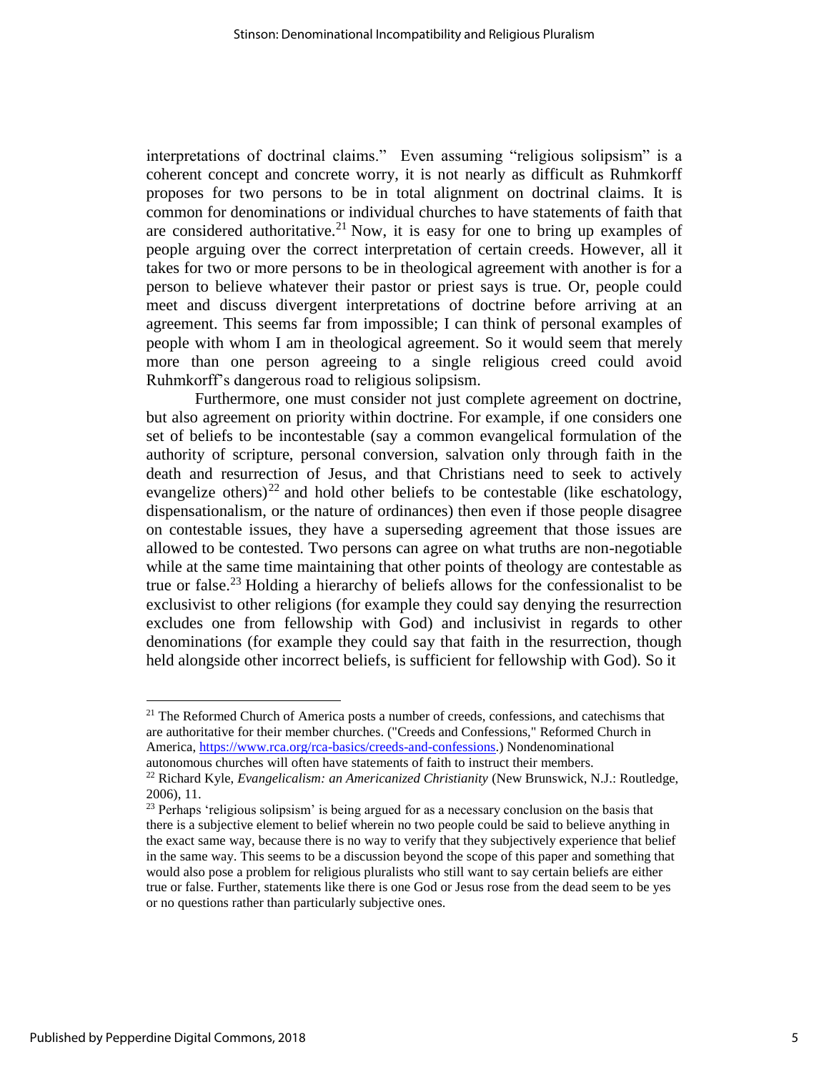interpretations of doctrinal claims." Even assuming "religious solipsism" is a coherent concept and concrete worry, it is not nearly as difficult as Ruhmkorff proposes for two persons to be in total alignment on doctrinal claims. It is common for denominations or individual churches to have statements of faith that are considered authoritative.[21] Now, it is easy for one to bring up examples of people arguing over the correct interpretation of certain creeds. However, all it takes for two or more persons to be in theological agreement with another is for a person to believe whatever their pastor or priest says is true. Or, people could meet and discuss divergent interpretations of doctrine before arriving at an agreement. This seems far from impossible; I can think of personal examples of people with whom I am in theological agreement. So it would seem that merely more than one person agreeing to a single religious creed could avoid Ruhmkorff's dangerous road to religious solipsism.

Furthermore, one must consider not just complete agreement on doctrine, but also agreement on priority within doctrine. For example, if one considers one set of beliefs to be incontestable (say a common evangelical formulation of the authority of scripture, personal conversion, salvation only through faith in the death and resurrection of Jesus, and that Christians need to seek to actively evangelize others)[22] and hold other beliefs to be contestable (like eschatology, dispensationalism, or the nature of ordinances) then even if those people disagree on contestable issues, they have a superseding agreement that those issues are allowed to be contested. Two persons can agree on what truths are non-negotiable while at the same time maintaining that other points of theology are contestable as true or false.[23] Holding a hierarchy of beliefs allows for the confessionalist to be exclusivist to other religions (for example they could say denying the resurrection excludes one from fellowship with God) and inclusivist in regards to other denominations (for example they could say that faith in the resurrection, though held alongside other incorrect beliefs, is sufficient for fellowship with God). So it

---

[21] The Reformed Church of America posts a number of creeds, confessions, and catechisms that are authoritative for their member churches. ("Creeds and Confessions," Reformed Church in America, https://www.rca.org/rca-basics/creeds-and-confessions.) Nondenominational autonomous churches will often have statements of faith to instruct their members.

[22] Richard Kyle, *Evangelicalism: an Americanized Christianity* (New Brunswick, N.J.: Routledge, 2006), 11.

[23] Perhaps 'religious solipsism' is being argued for as a necessary conclusion on the basis that there is a subjective element to belief wherein no two people could be said to believe anything in the exact same way, because there is no way to verify that they subjectively experience that belief in the same way. This seems to be a discussion beyond the scope of this paper and something that would also pose a problem for religious pluralists who still want to say certain beliefs are either true or false. Further, statements like there is one God or Jesus rose from the dead seem to be yes or no questions rather than particularly subjective ones.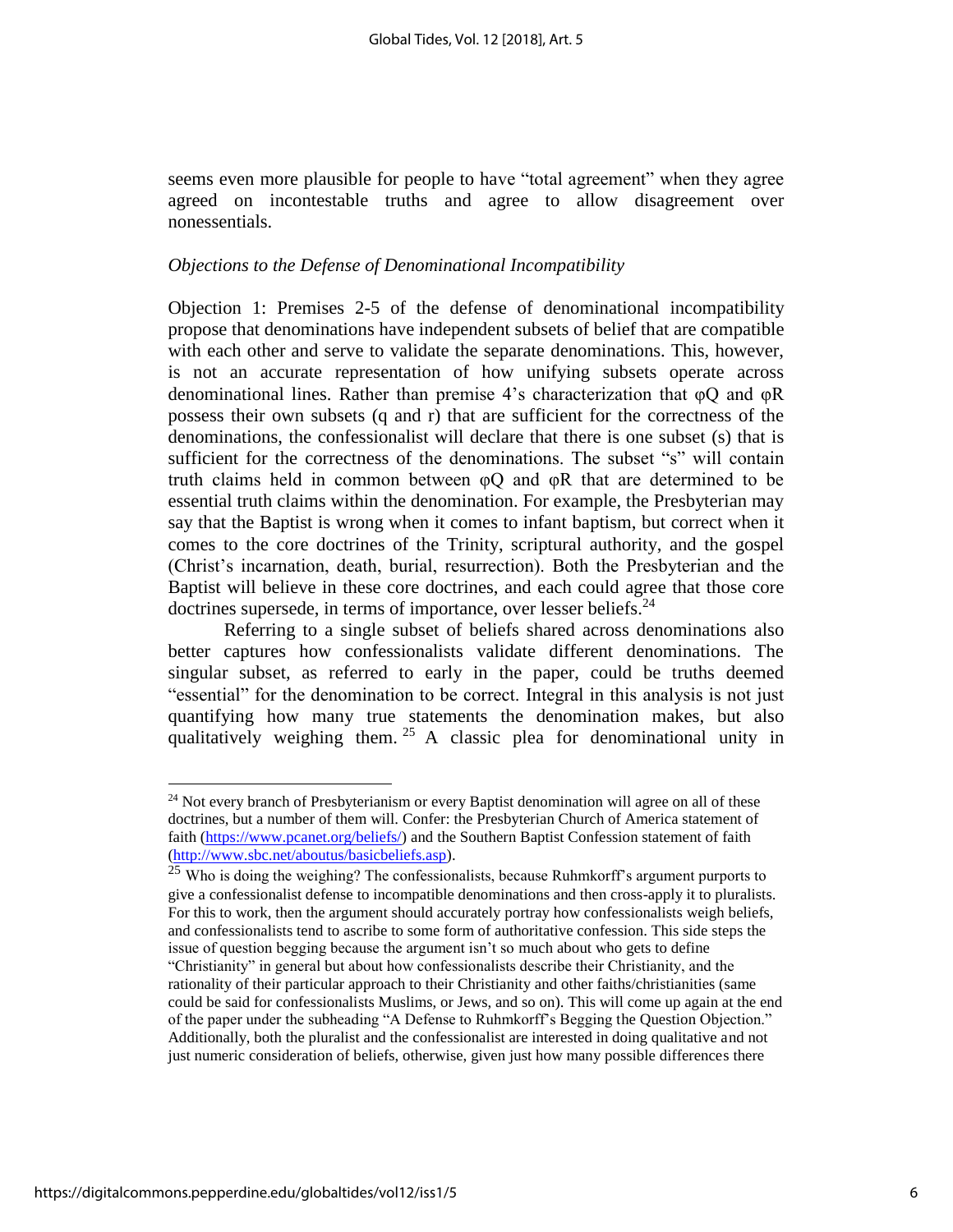seems even more plausible for people to have "total agreement" when they agree agreed on incontestable truths and agree to allow disagreement over nonessentials.

*Objections to the Defense of Denominational Incompatibility*

Objection 1: Premises 2-5 of the defense of denominational incompatibility propose that denominations have independent subsets of belief that are compatible with each other and serve to validate the separate denominations. This, however, is not an accurate representation of how unifying subsets operate across denominational lines. Rather than premise 4's characterization that φQ and φR possess their own subsets (q and r) that are sufficient for the correctness of the denominations, the confessionalist will declare that there is one subset (s) that is sufficient for the correctness of the denominations. The subset "s" will contain truth claims held in common between φQ and φR that are determined to be essential truth claims within the denomination. For example, the Presbyterian may say that the Baptist is wrong when it comes to infant baptism, but correct when it comes to the core doctrines of the Trinity, scriptural authority, and the gospel (Christ's incarnation, death, burial, resurrection). Both the Presbyterian and the Baptist will believe in these core doctrines, and each could agree that those core doctrines supersede, in terms of importance, over lesser beliefs.[24]

Referring to a single subset of beliefs shared across denominations also better captures how confessionalists validate different denominations. The singular subset, as referred to early in the paper, could be truths deemed "essential" for the denomination to be correct. Integral in this analysis is not just quantifying how many true statements the denomination makes, but also qualitatively weighing them.[25] A classic plea for denominational unity in

---

[24] Not every branch of Presbyterianism or every Baptist denomination will agree on all of these doctrines, but a number of them will. Confer: the Presbyterian Church of America statement of faith (https://www.pcanet.org/beliefs/) and the Southern Baptist Confession statement of faith (http://www.sbc.net/aboutus/basicbeliefs.asp).

[25] Who is doing the weighing? The confessionalists, because Ruhmkorff's argument purports to give a confessionalist defense to incompatible denominations and then cross-apply it to pluralists. For this to work, then the argument should accurately portray how confessionalists weigh beliefs, and confessionalists tend to ascribe to some form of authoritative confession. This side steps the issue of question begging because the argument isn't so much about who gets to define "Christianity" in general but about how confessionalists describe their Christianity, and the rationality of their particular approach to their Christianity and other faiths/christianities (same could be said for confessionalists Muslims, or Jews, and so on). This will come up again at the end of the paper under the subheading "A Defense to Ruhmkorff's Begging the Question Objection." Additionally, both the pluralist and the confessionalist are interested in doing qualitative and not just numeric consideration of beliefs, otherwise, given just how many possible differences there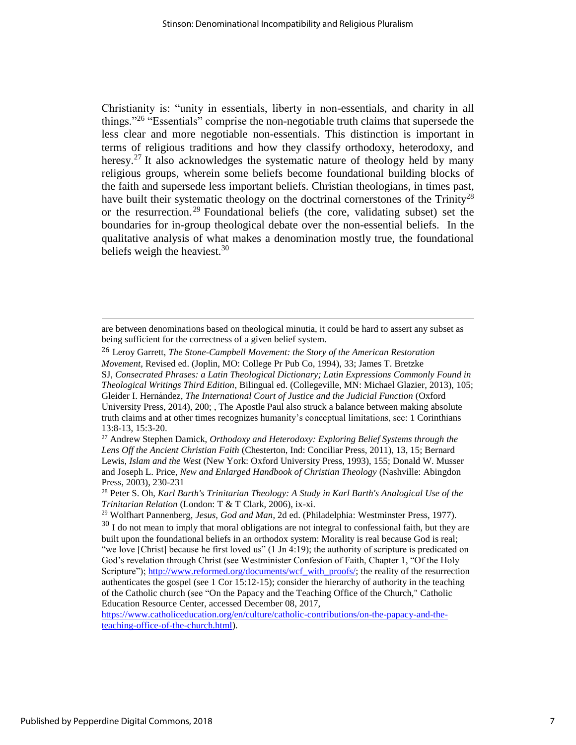Christianity is: "unity in essentials, liberty in non-essentials, and charity in all things."[26] "Essentials" comprise the non-negotiable truth claims that supersede the less clear and more negotiable non-essentials. This distinction is important in terms of religious traditions and how they classify orthodoxy, heterodoxy, and heresy.[27] It also acknowledges the systematic nature of theology held by many religious groups, wherein some beliefs become foundational building blocks of the faith and supersede less important beliefs. Christian theologians, in times past, have built their systematic theology on the doctrinal cornerstones of the Trinity[28] or the resurrection.[29] Foundational beliefs (the core, validating subset) set the boundaries for in-group theological debate over the non-essential beliefs. In the qualitative analysis of what makes a denomination mostly true, the foundational beliefs weigh the heaviest.[30]

---

are between denominations based on theological minutia, it could be hard to assert any subset as being sufficient for the correctness of a given belief system.

[26] Leroy Garrett, *The Stone-Campbell Movement: the Story of the American Restoration Movement*, Revised ed. (Joplin, MO: College Pr Pub Co, 1994), 33; James T. Bretzke SJ, *Consecrated Phrases: a Latin Theological Dictionary; Latin Expressions Commonly Found in Theological Writings Third Edition*, Bilingual ed. (Collegeville, MN: Michael Glazier, 2013), 105; Gleider I. Hernández, *The International Court of Justice and the Judicial Function* (Oxford University Press, 2014), 200; , The Apostle Paul also struck a balance between making absolute truth claims and at other times recognizes humanity's conceptual limitations, see: 1 Corinthians 13:8-13, 15:3-20.

[27] Andrew Stephen Damick, *Orthodoxy and Heterodoxy: Exploring Belief Systems through the Lens Off the Ancient Christian Faith* (Chesterton, Ind: Conciliar Press, 2011), 13, 15; Bernard Lewis, *Islam and the West* (New York: Oxford University Press, 1993), 155; Donald W. Musser and Joseph L. Price, *New and Enlarged Handbook of Christian Theology* (Nashville: Abingdon Press, 2003), 230-231

[28] Peter S. Oh, *Karl Barth's Trinitarian Theology: A Study in Karl Barth's Analogical Use of the Trinitarian Relation* (London: T & T Clark, 2006), ix-xi.

[29] Wolfhart Pannenberg, *Jesus, God and Man*, 2d ed. (Philadelphia: Westminster Press, 1977).

[30] I do not mean to imply that moral obligations are not integral to confessional faith, but they are built upon the foundational beliefs in an orthodox system: Morality is real because God is real; "we love [Christ] because he first loved us" (1 Jn 4:19); the authority of scripture is predicated on God's revelation through Christ (see Westminister Confesion of Faith, Chapter 1, "Of the Holy Scripture"); http://www.reformed.org/documents/wcf_with_proofs/; the reality of the resurrection authenticates the gospel (see 1 Cor 15:12-15); consider the hierarchy of authority in the teaching of the Catholic church (see "On the Papacy and the Teaching Office of the Church," Catholic Education Resource Center, accessed December 08, 2017, https://www.catholiceducation.org/en/culture/catholic-contributions/on-the-papacy-and-the-teaching-office-of-the-church.html).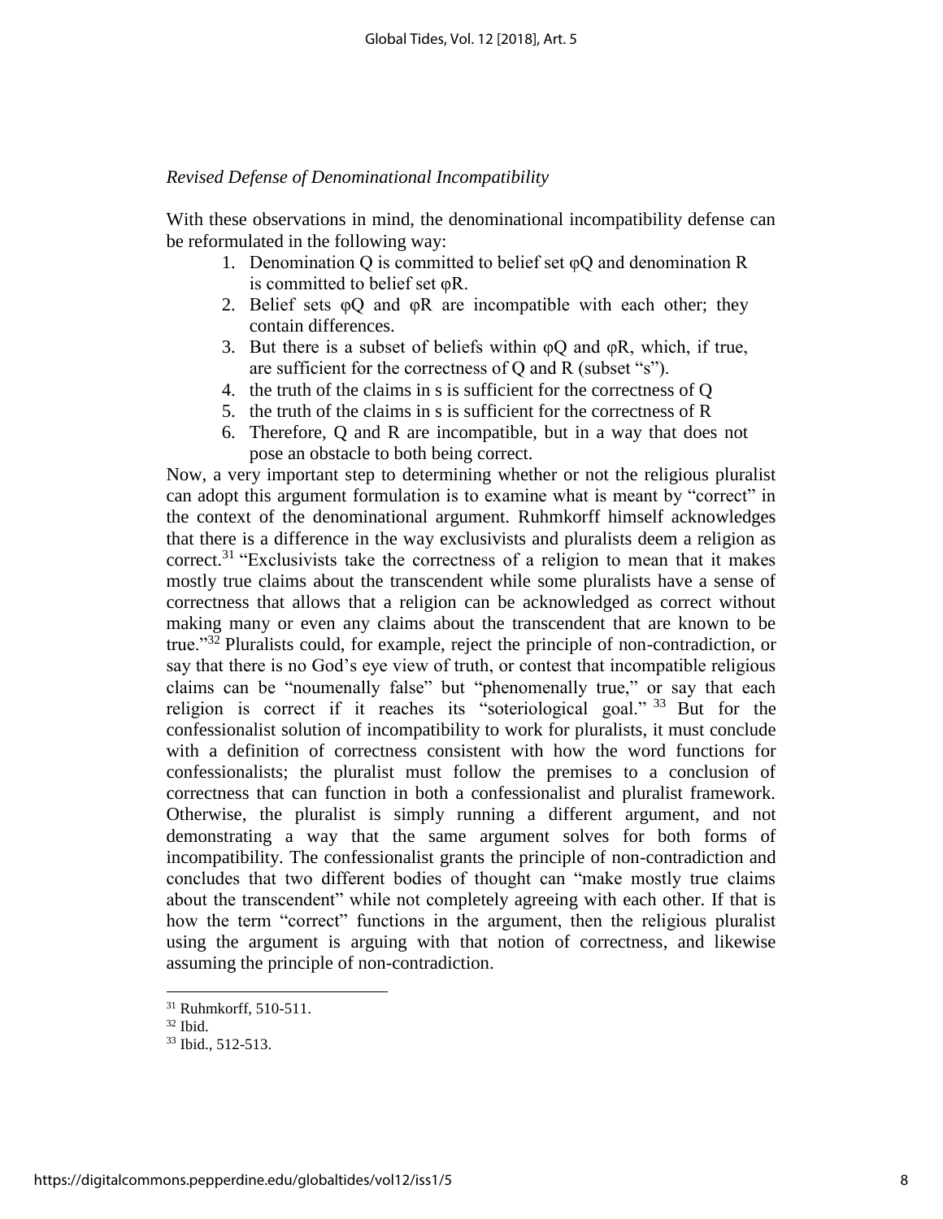*Revised Defense of Denominational Incompatibility*

With these observations in mind, the denominational incompatibility defense can be reformulated in the following way:

1. Denomination Q is committed to belief set φQ and denomination R is committed to belief set φR.
2. Belief sets φQ and φR are incompatible with each other; they contain differences.
3. But there is a subset of beliefs within φQ and φR, which, if true, are sufficient for the correctness of Q and R (subset "s").
4. the truth of the claims in s is sufficient for the correctness of Q
5. the truth of the claims in s is sufficient for the correctness of R
6. Therefore, Q and R are incompatible, but in a way that does not pose an obstacle to both being correct.

Now, a very important step to determining whether or not the religious pluralist can adopt this argument formulation is to examine what is meant by "correct" in the context of the denominational argument. Ruhmkorff himself acknowledges that there is a difference in the way exclusivists and pluralists deem a religion as correct.[31] "Exclusivists take the correctness of a religion to mean that it makes mostly true claims about the transcendent while some pluralists have a sense of correctness that allows that a religion can be acknowledged as correct without making many or even any claims about the transcendent that are known to be true."[32] Pluralists could, for example, reject the principle of non-contradiction, or say that there is no God's eye view of truth, or contest that incompatible religious claims can be "noumenally false" but "phenomenally true," or say that each religion is correct if it reaches its "soteriological goal."[33] But for the confessionalist solution of incompatibility to work for pluralists, it must conclude with a definition of correctness consistent with how the word functions for confessionalists; the pluralist must follow the premises to a conclusion of correctness that can function in both a confessionalist and pluralist framework. Otherwise, the pluralist is simply running a different argument, and not demonstrating a way that the same argument solves for both forms of incompatibility. The confessionalist grants the principle of non-contradiction and concludes that two different bodies of thought can "make mostly true claims about the transcendent" while not completely agreeing with each other. If that is how the term "correct" functions in the argument, then the religious pluralist using the argument is arguing with that notion of correctness, and likewise assuming the principle of non-contradiction.

[31] Ruhmkorff, 510-511.

[32] Ibid.

[33] Ibid., 512-513.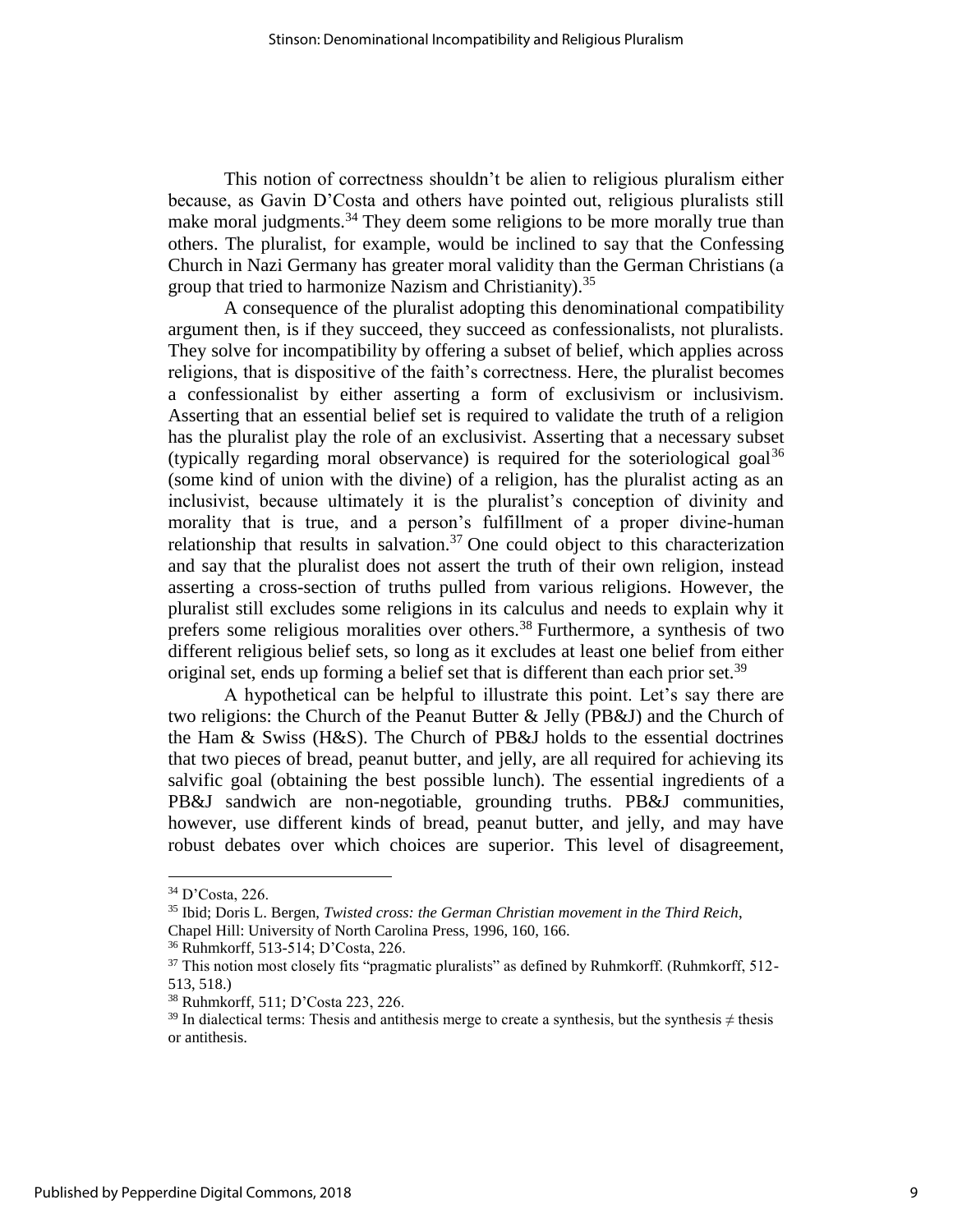This notion of correctness shouldn't be alien to religious pluralism either because, as Gavin D'Costa and others have pointed out, religious pluralists still make moral judgments.[34] They deem some religions to be more morally true than others. The pluralist, for example, would be inclined to say that the Confessing Church in Nazi Germany has greater moral validity than the German Christians (a group that tried to harmonize Nazism and Christianity).[35]

A consequence of the pluralist adopting this denominational compatibility argument then, is if they succeed, they succeed as confessionalists, not pluralists. They solve for incompatibility by offering a subset of belief, which applies across religions, that is dispositive of the faith's correctness. Here, the pluralist becomes a confessionalist by either asserting a form of exclusivism or inclusivism. Asserting that an essential belief set is required to validate the truth of a religion has the pluralist play the role of an exclusivist. Asserting that a necessary subset (typically regarding moral observance) is required for the soteriological goal[36] (some kind of union with the divine) of a religion, has the pluralist acting as an inclusivist, because ultimately it is the pluralist's conception of divinity and morality that is true, and a person's fulfillment of a proper divine-human relationship that results in salvation.[37] One could object to this characterization and say that the pluralist does not assert the truth of their own religion, instead asserting a cross-section of truths pulled from various religions. However, the pluralist still excludes some religions in its calculus and needs to explain why it prefers some religious moralities over others.[38] Furthermore, a synthesis of two different religious belief sets, so long as it excludes at least one belief from either original set, ends up forming a belief set that is different than each prior set.[39]

A hypothetical can be helpful to illustrate this point. Let's say there are two religions: the Church of the Peanut Butter & Jelly (PB&J) and the Church of the Ham & Swiss (H&S). The Church of PB&J holds to the essential doctrines that two pieces of bread, peanut butter, and jelly, are all required for achieving its salvific goal (obtaining the best possible lunch). The essential ingredients of a PB&J sandwich are non-negotiable, grounding truths. PB&J communities, however, use different kinds of bread, peanut butter, and jelly, and may have robust debates over which choices are superior. This level of disagreement,

---

[34] D'Costa, 226.

[35] Ibid; Doris L. Bergen, *Twisted cross: the German Christian movement in the Third Reich*, Chapel Hill: University of North Carolina Press, 1996, 160, 166.

[36] Ruhmkorff, 513-514; D'Costa, 226.

[37] This notion most closely fits "pragmatic pluralists" as defined by Ruhmkorff. (Ruhmkorff, 512-513, 518.)

[38] Ruhmkorff, 511; D'Costa 223, 226.

[39] In dialectical terms: Thesis and antithesis merge to create a synthesis, but the synthesis ≠ thesis or antithesis.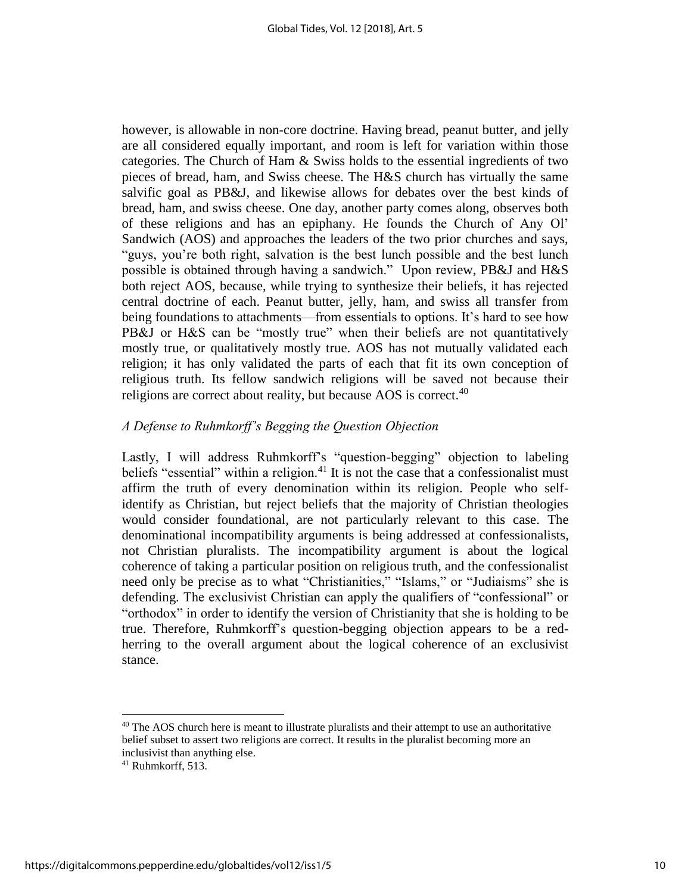however, is allowable in non-core doctrine. Having bread, peanut butter, and jelly are all considered equally important, and room is left for variation within those categories. The Church of Ham & Swiss holds to the essential ingredients of two pieces of bread, ham, and Swiss cheese. The H&S church has virtually the same salvific goal as PB&J, and likewise allows for debates over the best kinds of bread, ham, and swiss cheese. One day, another party comes along, observes both of these religions and has an epiphany. He founds the Church of Any Ol' Sandwich (AOS) and approaches the leaders of the two prior churches and says, "guys, you're both right, salvation is the best lunch possible and the best lunch possible is obtained through having a sandwich." Upon review, PB&J and H&S both reject AOS, because, while trying to synthesize their beliefs, it has rejected central doctrine of each. Peanut butter, jelly, ham, and swiss all transfer from being foundations to attachments—from essentials to options. It's hard to see how PB&J or H&S can be "mostly true" when their beliefs are not quantitatively mostly true, or qualitatively mostly true. AOS has not mutually validated each religion; it has only validated the parts of each that fit its own conception of religious truth. Its fellow sandwich religions will be saved not because their religions are correct about reality, but because AOS is correct.[40]

### *A Defense to Ruhmkorff's Begging the Question Objection*

Lastly, I will address Ruhmkorff's "question-begging" objection to labeling beliefs "essential" within a religion.[41] It is not the case that a confessionalist must affirm the truth of every denomination within its religion. People who self-identify as Christian, but reject beliefs that the majority of Christian theologies would consider foundational, are not particularly relevant to this case. The denominational incompatibility arguments is being addressed at confessionalists, not Christian pluralists. The incompatibility argument is about the logical coherence of taking a particular position on religious truth, and the confessionalist need only be precise as to what "Christianities," "Islams," or "Judiaisms" she is defending. The exclusivist Christian can apply the qualifiers of "confessional" or "orthodox" in order to identify the version of Christianity that she is holding to be true. Therefore, Ruhmkorff's question-begging objection appears to be a red-herring to the overall argument about the logical coherence of an exclusivist stance.

---

[40] The AOS church here is meant to illustrate pluralists and their attempt to use an authoritative belief subset to assert two religions are correct. It results in the pluralist becoming more an inclusivist than anything else.

[41] Ruhmkorff, 513.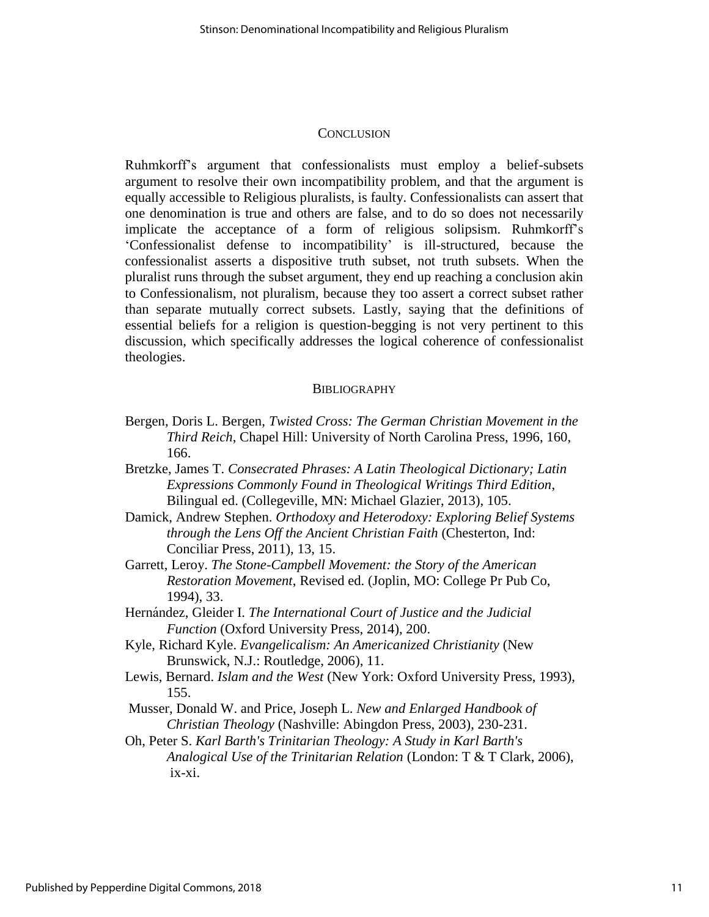## Conclusion

Ruhmkorff's argument that confessionalists must employ a belief-subsets argument to resolve their own incompatibility problem, and that the argument is equally accessible to Religious pluralists, is faulty. Confessionalists can assert that one denomination is true and others are false, and to do so does not necessarily implicate the acceptance of a form of religious solipsism. Ruhmkorff's 'Confessionalist defense to incompatibility' is ill-structured, because the confessionalist asserts a dispositive truth subset, not truth subsets. When the pluralist runs through the subset argument, they end up reaching a conclusion akin to Confessionalism, not pluralism, because they too assert a correct subset rather than separate mutually correct subsets. Lastly, saying that the definitions of essential beliefs for a religion is question-begging is not very pertinent to this discussion, which specifically addresses the logical coherence of confessionalist theologies.

## Bibliography

Bergen, Doris L. Bergen, *Twisted Cross: The German Christian Movement in the Third Reich*, Chapel Hill: University of North Carolina Press, 1996, 160, 166.

Bretzke, James T. *Consecrated Phrases: A Latin Theological Dictionary; Latin Expressions Commonly Found in Theological Writings Third Edition*, Bilingual ed. (Collegeville, MN: Michael Glazier, 2013), 105.

Damick, Andrew Stephen. *Orthodoxy and Heterodoxy: Exploring Belief Systems through the Lens Off the Ancient Christian Faith* (Chesterton, Ind: Conciliar Press, 2011), 13, 15.

Garrett, Leroy. *The Stone-Campbell Movement: the Story of the American Restoration Movement*, Revised ed. (Joplin, MO: College Pr Pub Co, 1994), 33.

Hernández, Gleider I. *The International Court of Justice and the Judicial Function* (Oxford University Press, 2014), 200.

Kyle, Richard Kyle. *Evangelicalism: An Americanized Christianity* (New Brunswick, N.J.: Routledge, 2006), 11.

Lewis, Bernard. *Islam and the West* (New York: Oxford University Press, 1993), 155.

Musser, Donald W. and Price, Joseph L. *New and Enlarged Handbook of Christian Theology* (Nashville: Abingdon Press, 2003), 230-231.

Oh, Peter S. *Karl Barth's Trinitarian Theology: A Study in Karl Barth's Analogical Use of the Trinitarian Relation* (London: T & T Clark, 2006), ix-xi.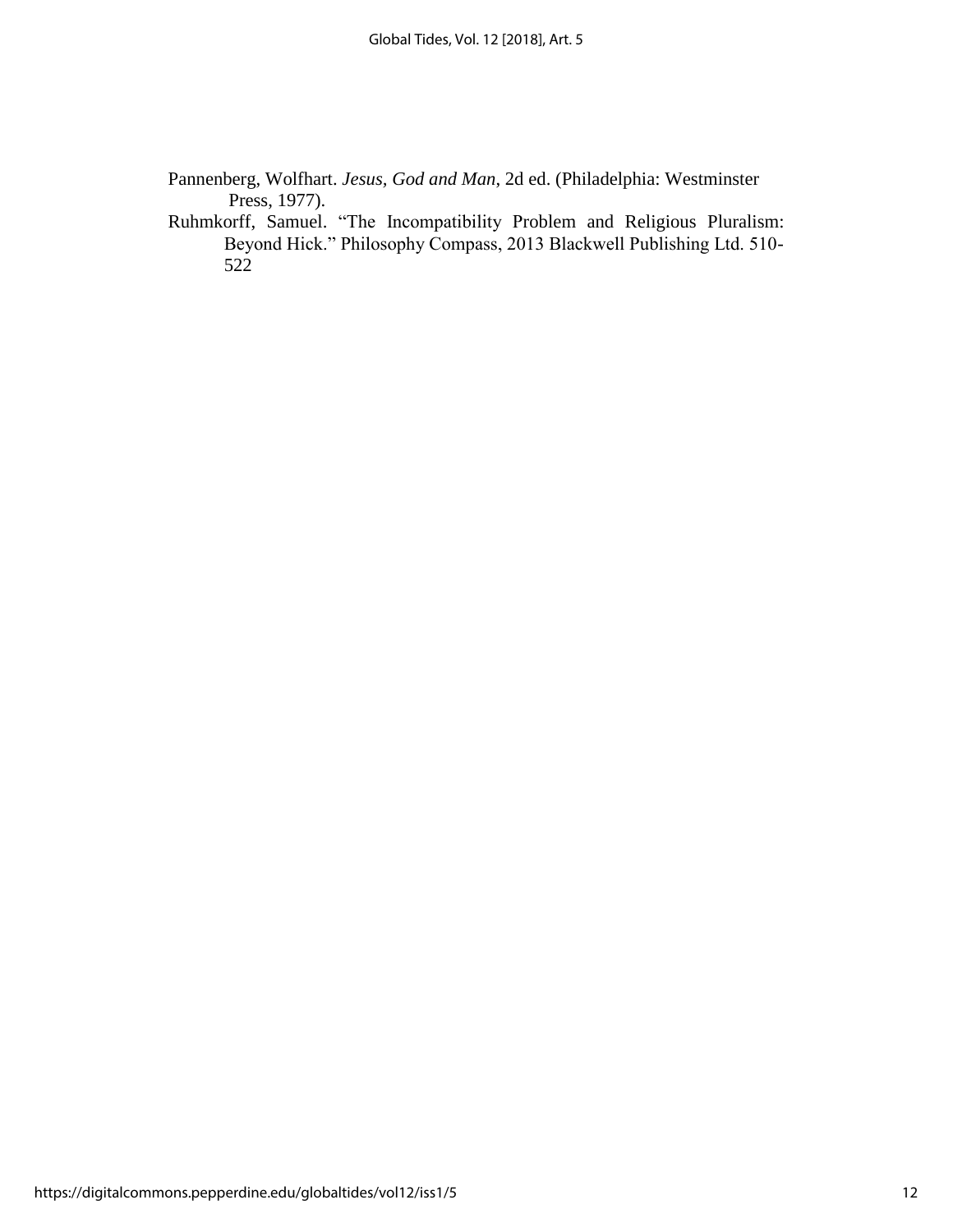Pannenberg, Wolfhart. *Jesus, God and Man*, 2d ed. (Philadelphia: Westminster Press, 1977).

Ruhmkorff, Samuel. "The Incompatibility Problem and Religious Pluralism: Beyond Hick." Philosophy Compass, 2013 Blackwell Publishing Ltd. 510-522